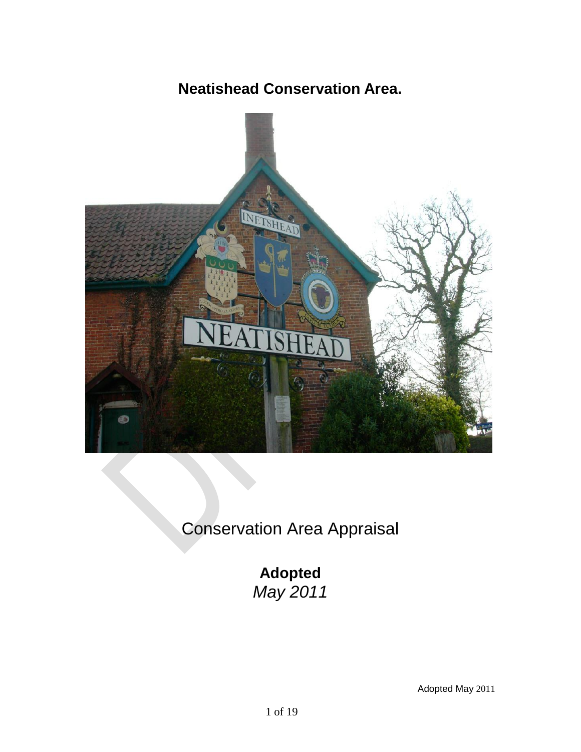# Neatishead Conservation Area.

Conservation Area Appraisal

**Adopted**
*May 2011*

Adopted May 2011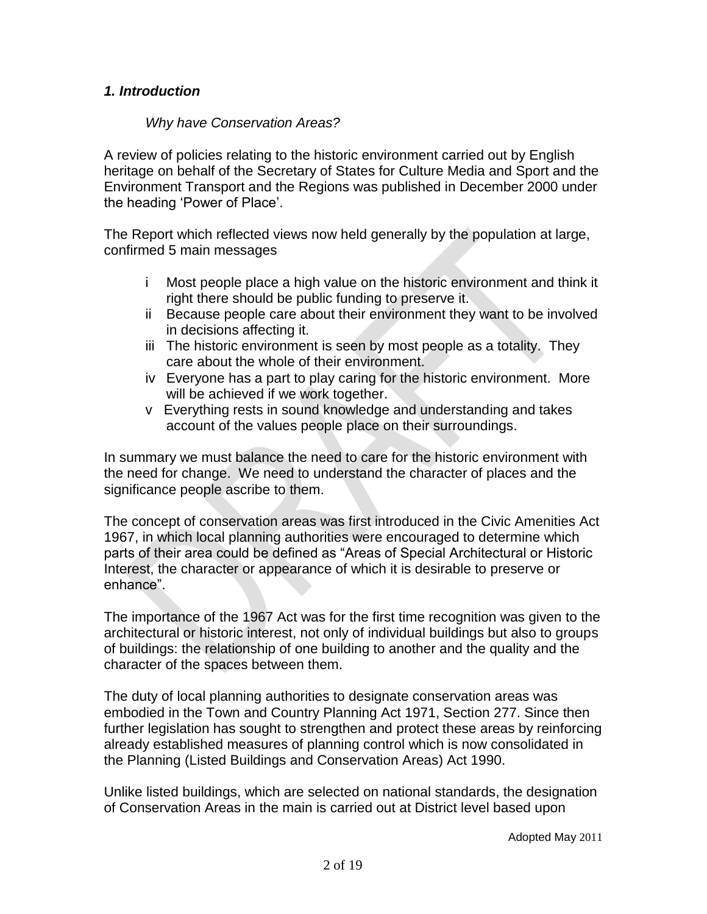## *1. Introduction*

*Why have Conservation Areas?*

A review of policies relating to the historic environment carried out by English heritage on behalf of the Secretary of States for Culture Media and Sport and the Environment Transport and the Regions was published in December 2000 under the heading 'Power of Place'.

The Report which reflected views now held generally by the population at large, confirmed 5 main messages

- i Most people place a high value on the historic environment and think it right there should be public funding to preserve it.
- ii Because people care about their environment they want to be involved in decisions affecting it.
- iii The historic environment is seen by most people as a totality. They care about the whole of their environment.
- iv Everyone has a part to play caring for the historic environment. More will be achieved if we work together.
- v Everything rests in sound knowledge and understanding and takes account of the values people place on their surroundings.

In summary we must balance the need to care for the historic environment with the need for change. We need to understand the character of places and the significance people ascribe to them.

The concept of conservation areas was first introduced in the Civic Amenities Act 1967, in which local planning authorities were encouraged to determine which parts of their area could be defined as "Areas of Special Architectural or Historic Interest, the character or appearance of which it is desirable to preserve or enhance".

The importance of the 1967 Act was for the first time recognition was given to the architectural or historic interest, not only of individual buildings but also to groups of buildings: the relationship of one building to another and the quality and the character of the spaces between them.

The duty of local planning authorities to designate conservation areas was embodied in the Town and Country Planning Act 1971, Section 277. Since then further legislation has sought to strengthen and protect these areas by reinforcing already established measures of planning control which is now consolidated in the Planning (Listed Buildings and Conservation Areas) Act 1990.

Unlike listed buildings, which are selected on national standards, the designation of Conservation Areas in the main is carried out at District level based upon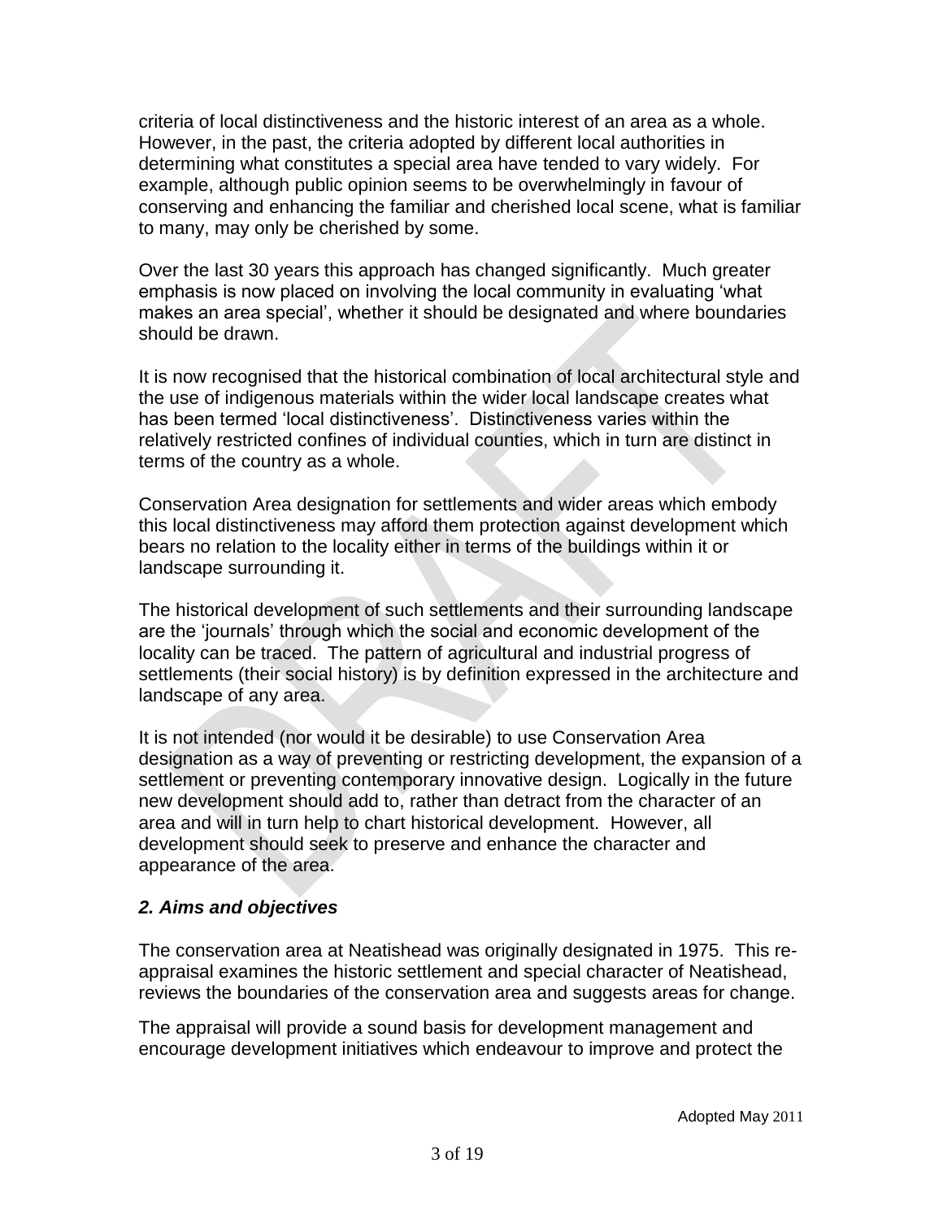criteria of local distinctiveness and the historic interest of an area as a whole. However, in the past, the criteria adopted by different local authorities in determining what constitutes a special area have tended to vary widely. For example, although public opinion seems to be overwhelmingly in favour of conserving and enhancing the familiar and cherished local scene, what is familiar to many, may only be cherished by some.

Over the last 30 years this approach has changed significantly. Much greater emphasis is now placed on involving the local community in evaluating 'what makes an area special', whether it should be designated and where boundaries should be drawn.

It is now recognised that the historical combination of local architectural style and the use of indigenous materials within the wider local landscape creates what has been termed 'local distinctiveness'. Distinctiveness varies within the relatively restricted confines of individual counties, which in turn are distinct in terms of the country as a whole.

Conservation Area designation for settlements and wider areas which embody this local distinctiveness may afford them protection against development which bears no relation to the locality either in terms of the buildings within it or landscape surrounding it.

The historical development of such settlements and their surrounding landscape are the 'journals' through which the social and economic development of the locality can be traced. The pattern of agricultural and industrial progress of settlements (their social history) is by definition expressed in the architecture and landscape of any area.

It is not intended (nor would it be desirable) to use Conservation Area designation as a way of preventing or restricting development, the expansion of a settlement or preventing contemporary innovative design. Logically in the future new development should add to, rather than detract from the character of an area and will in turn help to chart historical development. However, all development should seek to preserve and enhance the character and appearance of the area.

## *2. Aims and objectives*

The conservation area at Neatishead was originally designated in 1975. This re-appraisal examines the historic settlement and special character of Neatishead, reviews the boundaries of the conservation area and suggests areas for change.

The appraisal will provide a sound basis for development management and encourage development initiatives which endeavour to improve and protect the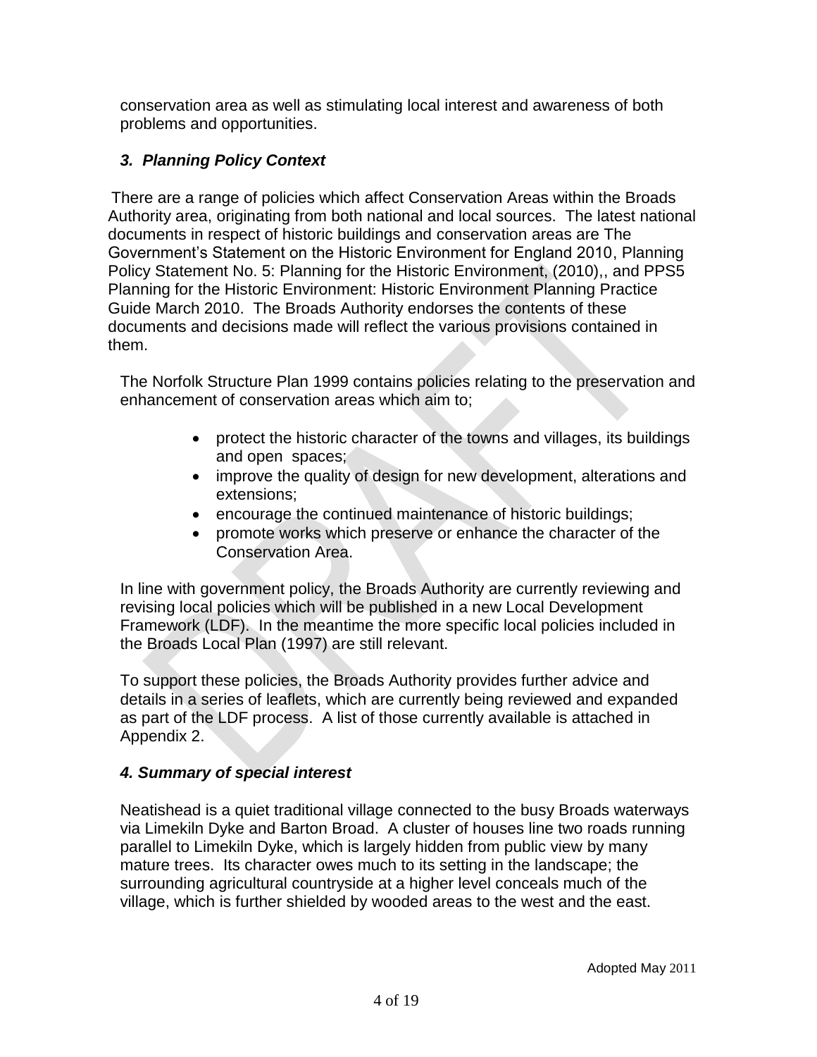conservation area as well as stimulating local interest and awareness of both problems and opportunities.

## *3. Planning Policy Context*

There are a range of policies which affect Conservation Areas within the Broads Authority area, originating from both national and local sources. The latest national documents in respect of historic buildings and conservation areas are The Government's Statement on the Historic Environment for England 2010, Planning Policy Statement No. 5: Planning for the Historic Environment, (2010),, and PPS5 Planning for the Historic Environment: Historic Environment Planning Practice Guide March 2010. The Broads Authority endorses the contents of these documents and decisions made will reflect the various provisions contained in them.

The Norfolk Structure Plan 1999 contains policies relating to the preservation and enhancement of conservation areas which aim to;

- protect the historic character of the towns and villages, its buildings and open spaces;
- improve the quality of design for new development, alterations and extensions;
- encourage the continued maintenance of historic buildings;
- promote works which preserve or enhance the character of the Conservation Area.

In line with government policy, the Broads Authority are currently reviewing and revising local policies which will be published in a new Local Development Framework (LDF). In the meantime the more specific local policies included in the Broads Local Plan (1997) are still relevant.

To support these policies, the Broads Authority provides further advice and details in a series of leaflets, which are currently being reviewed and expanded as part of the LDF process. A list of those currently available is attached in Appendix 2.

## *4. Summary of special interest*

Neatishead is a quiet traditional village connected to the busy Broads waterways via Limekiln Dyke and Barton Broad. A cluster of houses line two roads running parallel to Limekiln Dyke, which is largely hidden from public view by many mature trees. Its character owes much to its setting in the landscape; the surrounding agricultural countryside at a higher level conceals much of the village, which is further shielded by wooded areas to the west and the east.

Adopted May 2011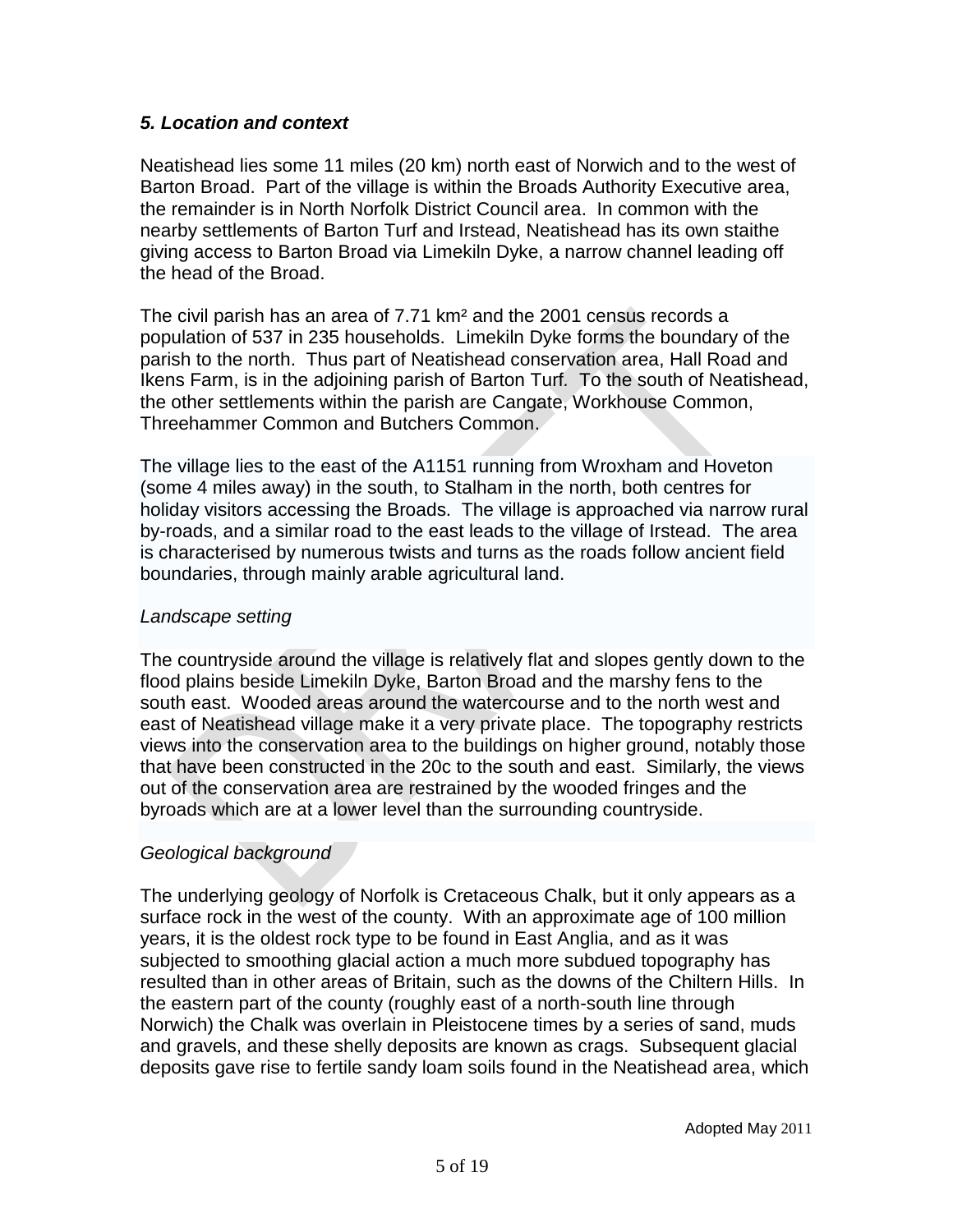### *5. Location and context*

Neatishead lies some 11 miles (20 km) north east of Norwich and to the west of Barton Broad. Part of the village is within the Broads Authority Executive area, the remainder is in North Norfolk District Council area. In common with the nearby settlements of Barton Turf and Irstead, Neatishead has its own staithe giving access to Barton Broad via Limekiln Dyke, a narrow channel leading off the head of the Broad.

The civil parish has an area of 7.71 km² and the 2001 census records a population of 537 in 235 households. Limekiln Dyke forms the boundary of the parish to the north. Thus part of Neatishead conservation area, Hall Road and Ikens Farm, is in the adjoining parish of Barton Turf. To the south of Neatishead, the other settlements within the parish are Cangate, Workhouse Common, Threehammer Common and Butchers Common.

The village lies to the east of the A1151 running from Wroxham and Hoveton (some 4 miles away) in the south, to Stalham in the north, both centres for holiday visitors accessing the Broads. The village is approached via narrow rural by-roads, and a similar road to the east leads to the village of Irstead. The area is characterised by numerous twists and turns as the roads follow ancient field boundaries, through mainly arable agricultural land.

*Landscape setting*

The countryside around the village is relatively flat and slopes gently down to the flood plains beside Limekiln Dyke, Barton Broad and the marshy fens to the south east. Wooded areas around the watercourse and to the north west and east of Neatishead village make it a very private place. The topography restricts views into the conservation area to the buildings on higher ground, notably those that have been constructed in the 20c to the south and east. Similarly, the views out of the conservation area are restrained by the wooded fringes and the byroads which are at a lower level than the surrounding countryside.

*Geological background*

The underlying geology of Norfolk is Cretaceous Chalk, but it only appears as a surface rock in the west of the county. With an approximate age of 100 million years, it is the oldest rock type to be found in East Anglia, and as it was subjected to smoothing glacial action a much more subdued topography has resulted than in other areas of Britain, such as the downs of the Chiltern Hills. In the eastern part of the county (roughly east of a north-south line through Norwich) the Chalk was overlain in Pleistocene times by a series of sand, muds and gravels, and these shelly deposits are known as crags. Subsequent glacial deposits gave rise to fertile sandy loam soils found in the Neatishead area, which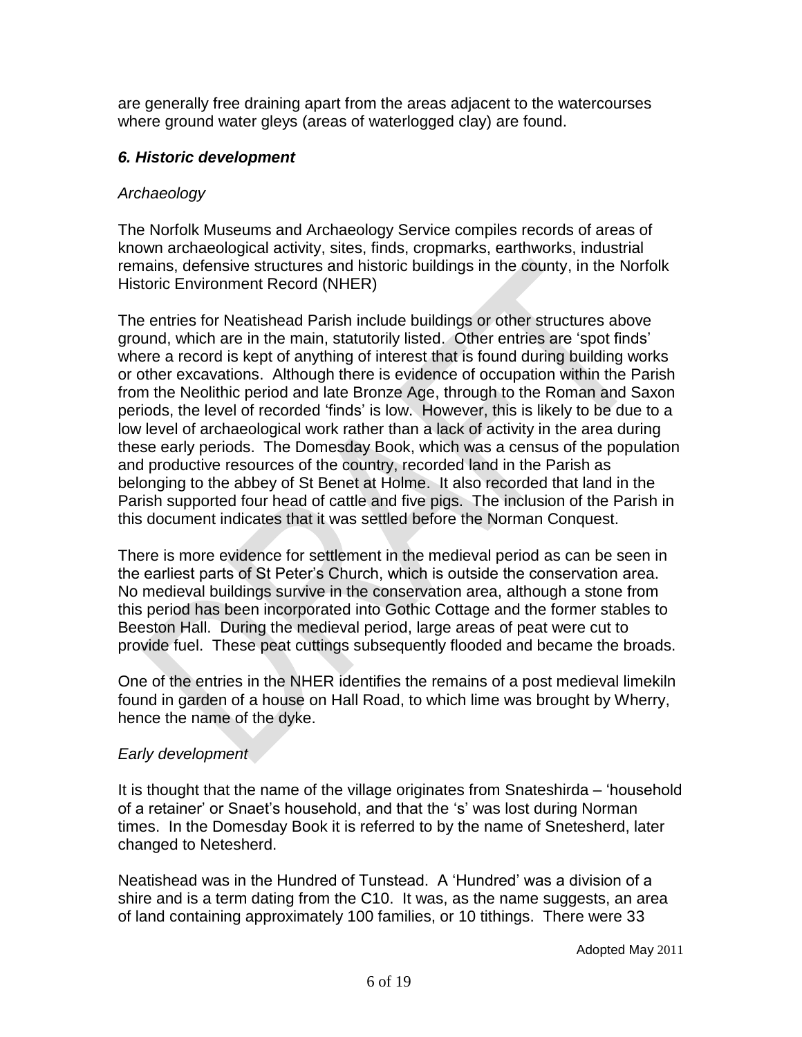are generally free draining apart from the areas adjacent to the watercourses where ground water gleys (areas of waterlogged clay) are found.

### *6. Historic development*

*Archaeology*

The Norfolk Museums and Archaeology Service compiles records of areas of known archaeological activity, sites, finds, cropmarks, earthworks, industrial remains, defensive structures and historic buildings in the county, in the Norfolk Historic Environment Record (NHER)

The entries for Neatishead Parish include buildings or other structures above ground, which are in the main, statutorily listed. Other entries are 'spot finds' where a record is kept of anything of interest that is found during building works or other excavations. Although there is evidence of occupation within the Parish from the Neolithic period and late Bronze Age, through to the Roman and Saxon periods, the level of recorded 'finds' is low. However, this is likely to be due to a low level of archaeological work rather than a lack of activity in the area during these early periods. The Domesday Book, which was a census of the population and productive resources of the country, recorded land in the Parish as belonging to the abbey of St Benet at Holme. It also recorded that land in the Parish supported four head of cattle and five pigs. The inclusion of the Parish in this document indicates that it was settled before the Norman Conquest.

There is more evidence for settlement in the medieval period as can be seen in the earliest parts of St Peter's Church, which is outside the conservation area. No medieval buildings survive in the conservation area, although a stone from this period has been incorporated into Gothic Cottage and the former stables to Beeston Hall. During the medieval period, large areas of peat were cut to provide fuel. These peat cuttings subsequently flooded and became the broads.

One of the entries in the NHER identifies the remains of a post medieval limekiln found in garden of a house on Hall Road, to which lime was brought by Wherry, hence the name of the dyke.

*Early development*

It is thought that the name of the village originates from Snateshirda – 'household of a retainer' or Snaet's household, and that the 's' was lost during Norman times. In the Domesday Book it is referred to by the name of Snetesherd, later changed to Netesherd.

Neatishead was in the Hundred of Tunstead. A 'Hundred' was a division of a shire and is a term dating from the C10. It was, as the name suggests, an area of land containing approximately 100 families, or 10 tithings. There were 33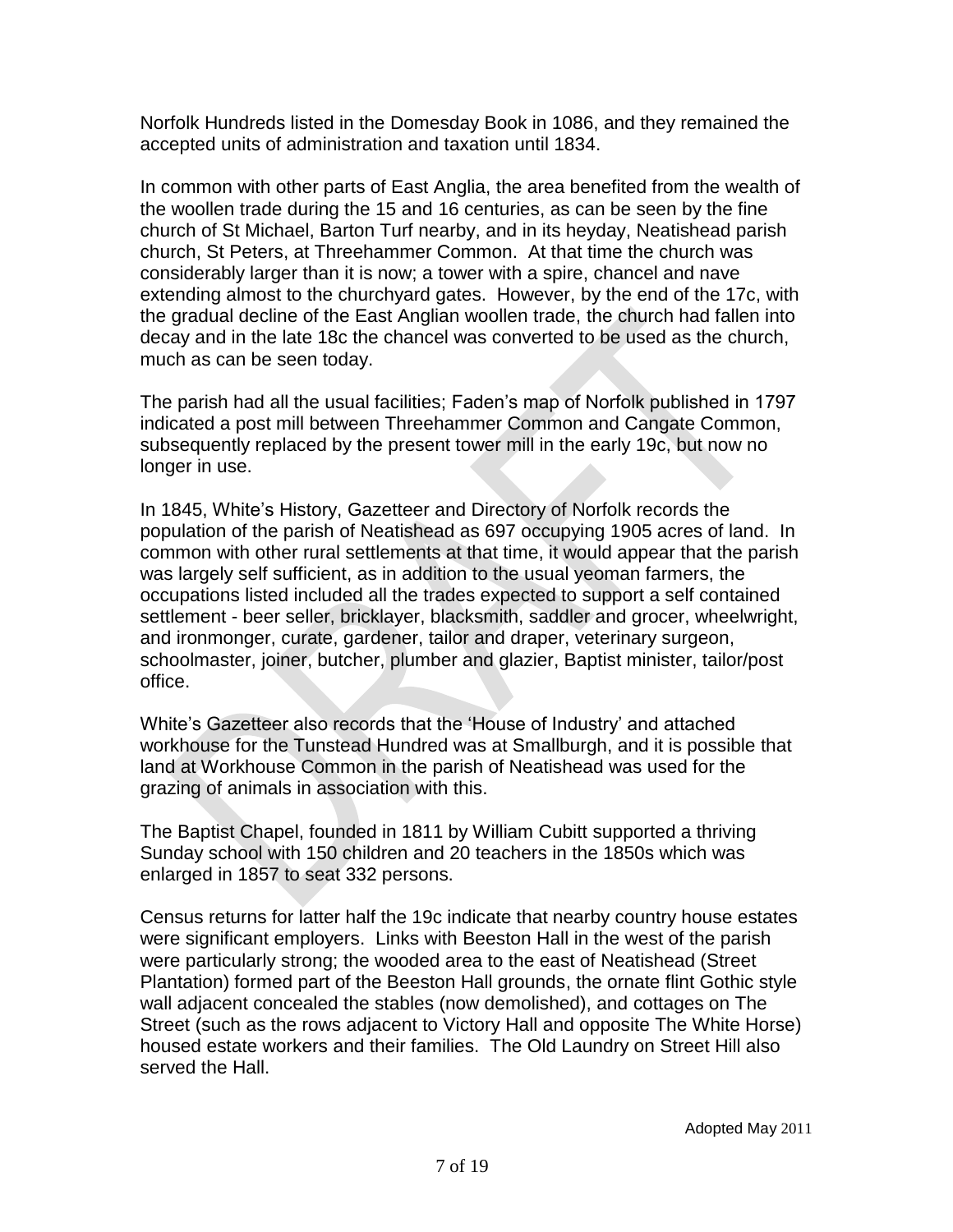Norfolk Hundreds listed in the Domesday Book in 1086, and they remained the accepted units of administration and taxation until 1834.

In common with other parts of East Anglia, the area benefited from the wealth of the woollen trade during the 15 and 16 centuries, as can be seen by the fine church of St Michael, Barton Turf nearby, and in its heyday, Neatishead parish church, St Peters, at Threehammer Common. At that time the church was considerably larger than it is now; a tower with a spire, chancel and nave extending almost to the churchyard gates. However, by the end of the 17c, with the gradual decline of the East Anglian woollen trade, the church had fallen into decay and in the late 18c the chancel was converted to be used as the church, much as can be seen today.

The parish had all the usual facilities; Faden's map of Norfolk published in 1797 indicated a post mill between Threehammer Common and Cangate Common, subsequently replaced by the present tower mill in the early 19c, but now no longer in use.

In 1845, White's History, Gazetteer and Directory of Norfolk records the population of the parish of Neatishead as 697 occupying 1905 acres of land. In common with other rural settlements at that time, it would appear that the parish was largely self sufficient, as in addition to the usual yeoman farmers, the occupations listed included all the trades expected to support a self contained settlement - beer seller, bricklayer, blacksmith, saddler and grocer, wheelwright, and ironmonger, curate, gardener, tailor and draper, veterinary surgeon, schoolmaster, joiner, butcher, plumber and glazier, Baptist minister, tailor/post office.

White's Gazetteer also records that the 'House of Industry' and attached workhouse for the Tunstead Hundred was at Smallburgh, and it is possible that land at Workhouse Common in the parish of Neatishead was used for the grazing of animals in association with this.

The Baptist Chapel, founded in 1811 by William Cubitt supported a thriving Sunday school with 150 children and 20 teachers in the 1850s which was enlarged in 1857 to seat 332 persons.

Census returns for latter half the 19c indicate that nearby country house estates were significant employers. Links with Beeston Hall in the west of the parish were particularly strong; the wooded area to the east of Neatishead (Street Plantation) formed part of the Beeston Hall grounds, the ornate flint Gothic style wall adjacent concealed the stables (now demolished), and cottages on The Street (such as the rows adjacent to Victory Hall and opposite The White Horse) housed estate workers and their families. The Old Laundry on Street Hill also served the Hall.

Adopted May 2011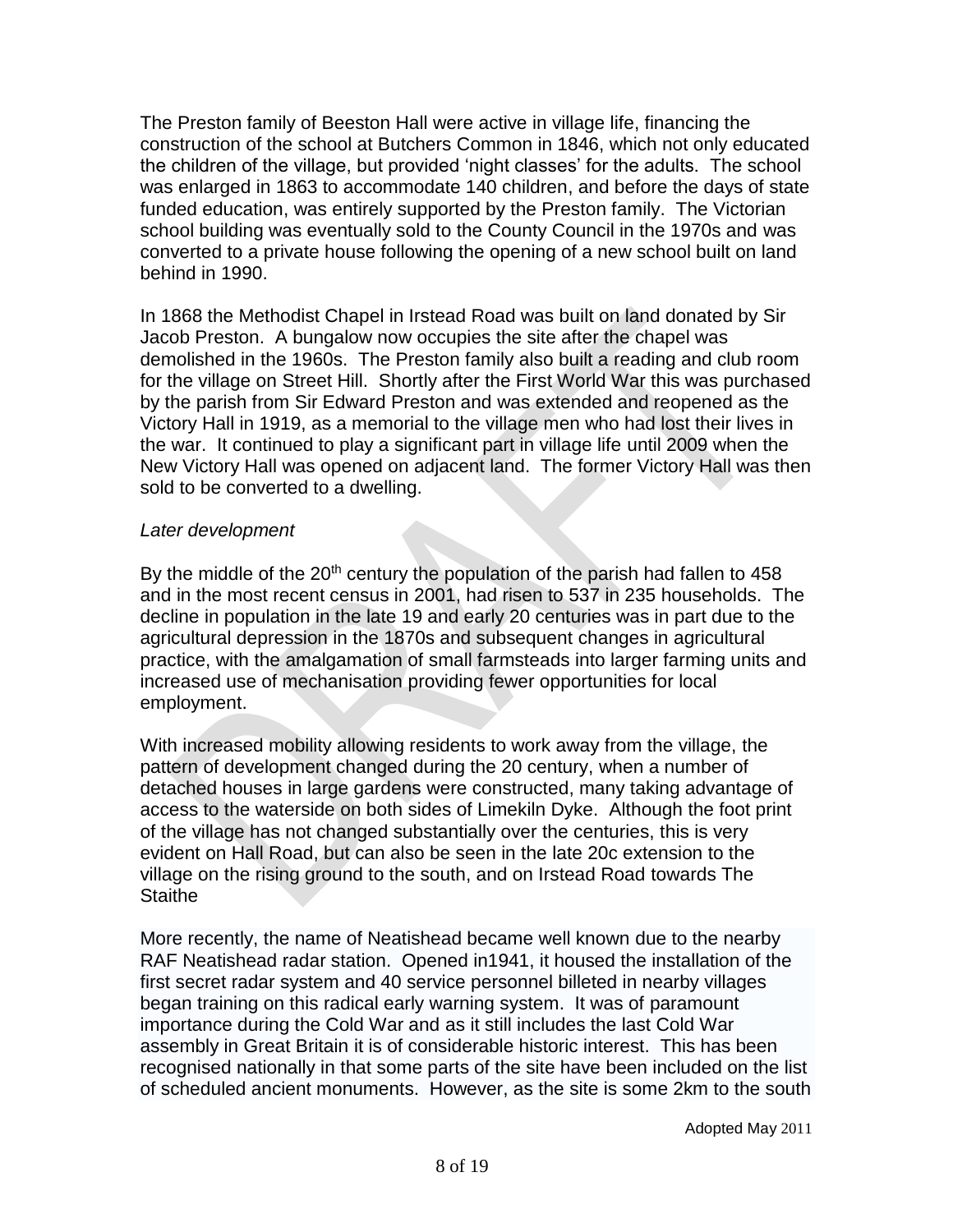The Preston family of Beeston Hall were active in village life, financing the construction of the school at Butchers Common in 1846, which not only educated the children of the village, but provided 'night classes' for the adults. The school was enlarged in 1863 to accommodate 140 children, and before the days of state funded education, was entirely supported by the Preston family. The Victorian school building was eventually sold to the County Council in the 1970s and was converted to a private house following the opening of a new school built on land behind in 1990.

In 1868 the Methodist Chapel in Irstead Road was built on land donated by Sir Jacob Preston. A bungalow now occupies the site after the chapel was demolished in the 1960s. The Preston family also built a reading and club room for the village on Street Hill. Shortly after the First World War this was purchased by the parish from Sir Edward Preston and was extended and reopened as the Victory Hall in 1919, as a memorial to the village men who had lost their lives in the war. It continued to play a significant part in village life until 2009 when the New Victory Hall was opened on adjacent land. The former Victory Hall was then sold to be converted to a dwelling.

*Later development*

By the middle of the 20th century the population of the parish had fallen to 458 and in the most recent census in 2001, had risen to 537 in 235 households. The decline in population in the late 19 and early 20 centuries was in part due to the agricultural depression in the 1870s and subsequent changes in agricultural practice, with the amalgamation of small farmsteads into larger farming units and increased use of mechanisation providing fewer opportunities for local employment.

With increased mobility allowing residents to work away from the village, the pattern of development changed during the 20 century, when a number of detached houses in large gardens were constructed, many taking advantage of access to the waterside on both sides of Limekiln Dyke. Although the foot print of the village has not changed substantially over the centuries, this is very evident on Hall Road, but can also be seen in the late 20c extension to the village on the rising ground to the south, and on Irstead Road towards The Staithe

More recently, the name of Neatishead became well known due to the nearby RAF Neatishead radar station. Opened in1941, it housed the installation of the first secret radar system and 40 service personnel billeted in nearby villages began training on this radical early warning system. It was of paramount importance during the Cold War and as it still includes the last Cold War assembly in Great Britain it is of considerable historic interest. This has been recognised nationally in that some parts of the site have been included on the list of scheduled ancient monuments. However, as the site is some 2km to the south

Adopted May 2011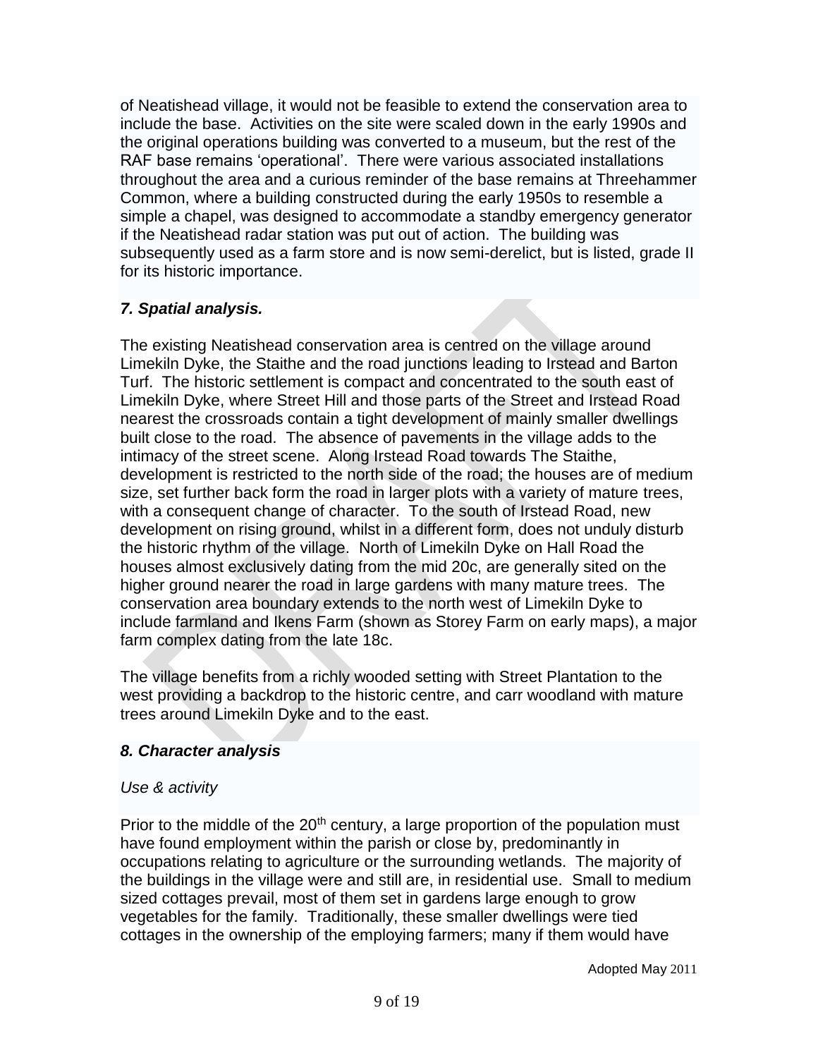of Neatishead village, it would not be feasible to extend the conservation area to include the base. Activities on the site were scaled down in the early 1990s and the original operations building was converted to a museum, but the rest of the RAF base remains 'operational'. There were various associated installations throughout the area and a curious reminder of the base remains at Threehammer Common, where a building constructed during the early 1950s to resemble a simple a chapel, was designed to accommodate a standby emergency generator if the Neatishead radar station was put out of action. The building was subsequently used as a farm store and is now semi-derelict, but is listed, grade II for its historic importance.

## *7. Spatial analysis.*

The existing Neatishead conservation area is centred on the village around Limekiln Dyke, the Staithe and the road junctions leading to Irstead and Barton Turf. The historic settlement is compact and concentrated to the south east of Limekiln Dyke, where Street Hill and those parts of the Street and Irstead Road nearest the crossroads contain a tight development of mainly smaller dwellings built close to the road. The absence of pavements in the village adds to the intimacy of the street scene. Along Irstead Road towards The Staithe, development is restricted to the north side of the road; the houses are of medium size, set further back form the road in larger plots with a variety of mature trees, with a consequent change of character. To the south of Irstead Road, new development on rising ground, whilst in a different form, does not unduly disturb the historic rhythm of the village. North of Limekiln Dyke on Hall Road the houses almost exclusively dating from the mid 20c, are generally sited on the higher ground nearer the road in large gardens with many mature trees. The conservation area boundary extends to the north west of Limekiln Dyke to include farmland and Ikens Farm (shown as Storey Farm on early maps), a major farm complex dating from the late 18c.

The village benefits from a richly wooded setting with Street Plantation to the west providing a backdrop to the historic centre, and carr woodland with mature trees around Limekiln Dyke and to the east.

## *8. Character analysis*

*Use & activity*

Prior to the middle of the 20th century, a large proportion of the population must have found employment within the parish or close by, predominantly in occupations relating to agriculture or the surrounding wetlands. The majority of the buildings in the village were and still are, in residential use. Small to medium sized cottages prevail, most of them set in gardens large enough to grow vegetables for the family. Traditionally, these smaller dwellings were tied cottages in the ownership of the employing farmers; many if them would have

Adopted May 2011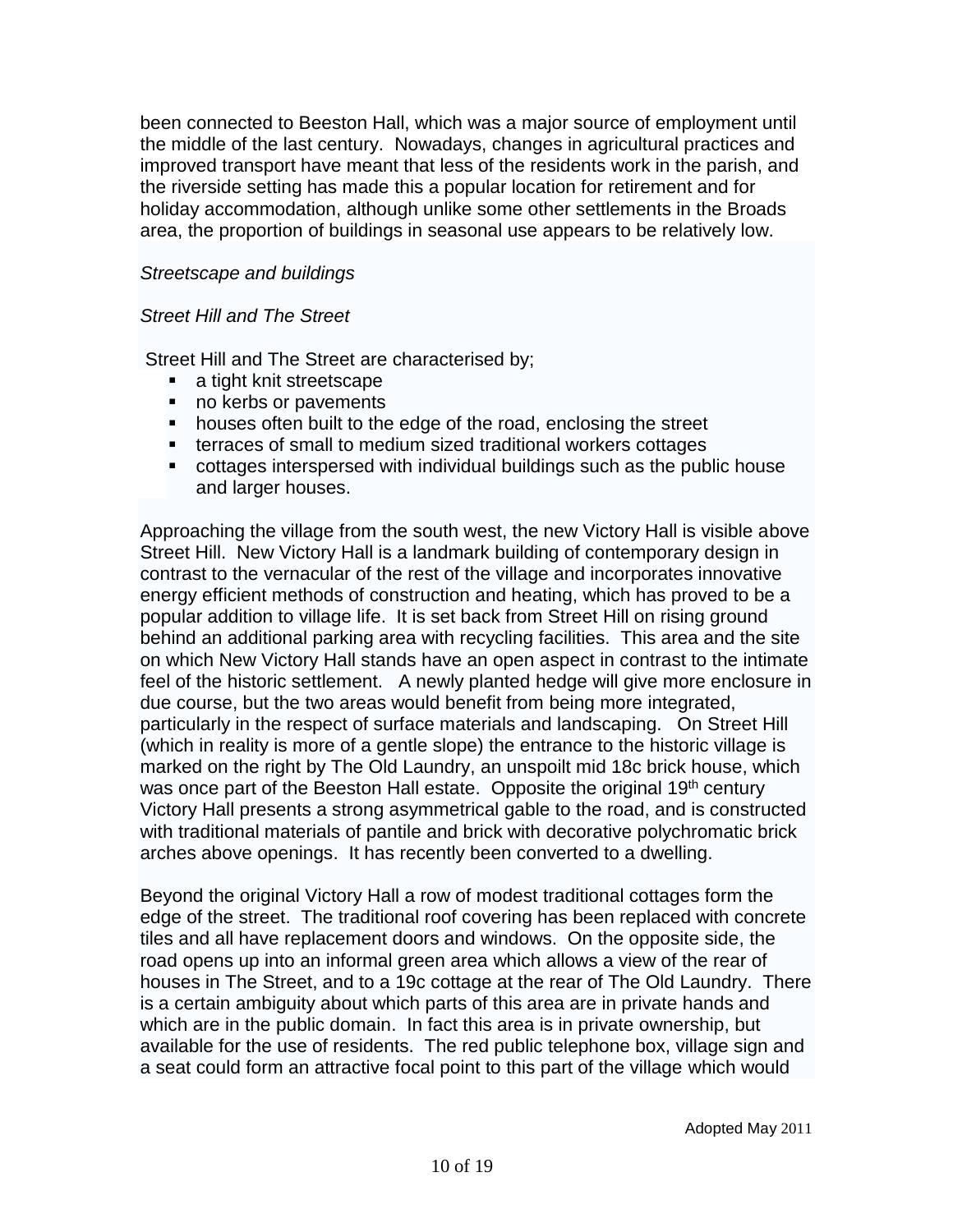been connected to Beeston Hall, which was a major source of employment until the middle of the last century. Nowadays, changes in agricultural practices and improved transport have meant that less of the residents work in the parish, and the riverside setting has made this a popular location for retirement and for holiday accommodation, although unlike some other settlements in the Broads area, the proportion of buildings in seasonal use appears to be relatively low.

*Streetscape and buildings*

*Street Hill and The Street*

Street Hill and The Street are characterised by;

- a tight knit streetscape
- no kerbs or pavements
- houses often built to the edge of the road, enclosing the street
- terraces of small to medium sized traditional workers cottages
- cottages interspersed with individual buildings such as the public house and larger houses.

Approaching the village from the south west, the new Victory Hall is visible above Street Hill. New Victory Hall is a landmark building of contemporary design in contrast to the vernacular of the rest of the village and incorporates innovative energy efficient methods of construction and heating, which has proved to be a popular addition to village life. It is set back from Street Hill on rising ground behind an additional parking area with recycling facilities. This area and the site on which New Victory Hall stands have an open aspect in contrast to the intimate feel of the historic settlement. A newly planted hedge will give more enclosure in due course, but the two areas would benefit from being more integrated, particularly in the respect of surface materials and landscaping. On Street Hill (which in reality is more of a gentle slope) the entrance to the historic village is marked on the right by The Old Laundry, an unspoilt mid 18c brick house, which was once part of the Beeston Hall estate. Opposite the original 19th century Victory Hall presents a strong asymmetrical gable to the road, and is constructed with traditional materials of pantile and brick with decorative polychromatic brick arches above openings. It has recently been converted to a dwelling.

Beyond the original Victory Hall a row of modest traditional cottages form the edge of the street. The traditional roof covering has been replaced with concrete tiles and all have replacement doors and windows. On the opposite side, the road opens up into an informal green area which allows a view of the rear of houses in The Street, and to a 19c cottage at the rear of The Old Laundry. There is a certain ambiguity about which parts of this area are in private hands and which are in the public domain. In fact this area is in private ownership, but available for the use of residents. The red public telephone box, village sign and a seat could form an attractive focal point to this part of the village which would

Adopted May 2011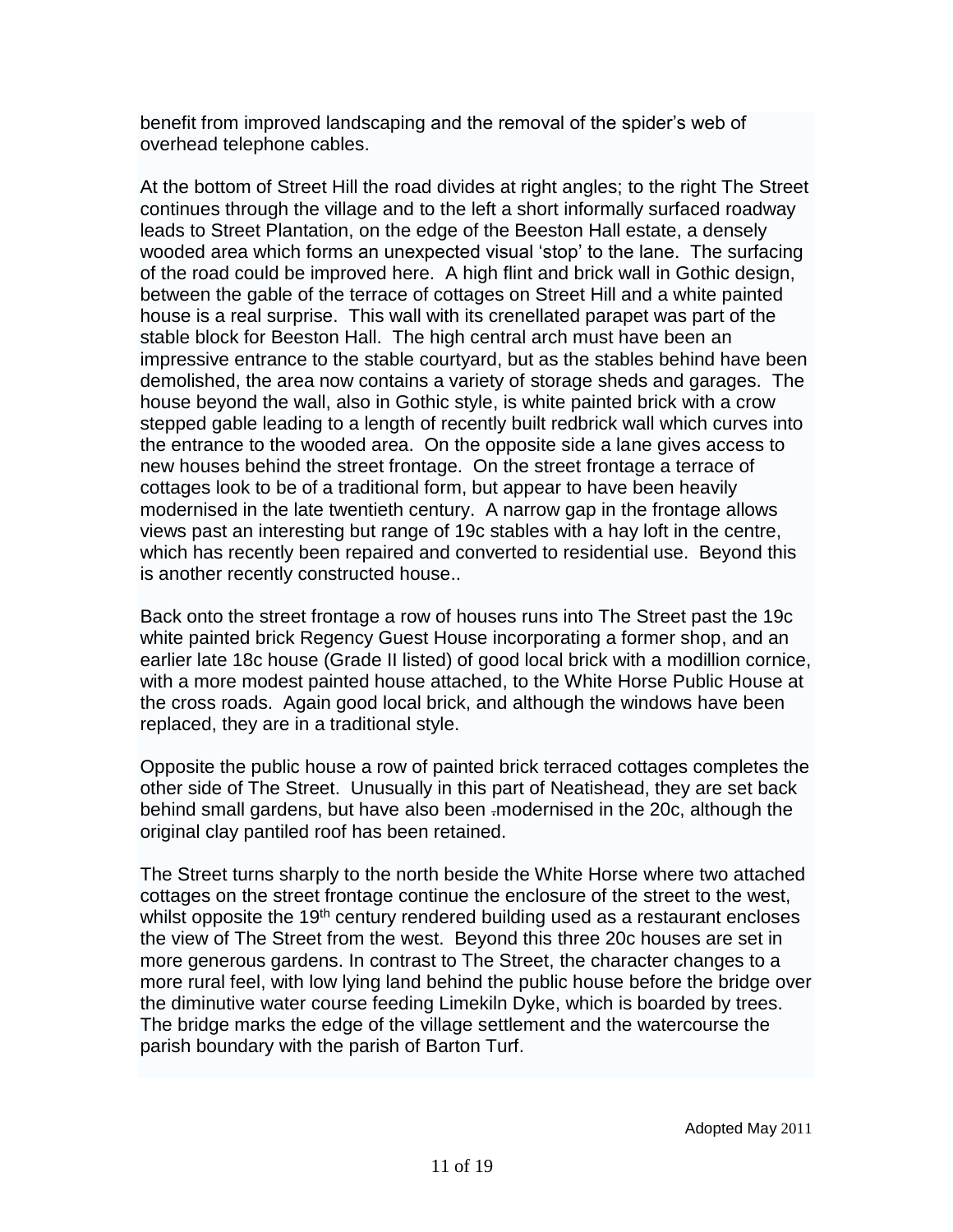benefit from improved landscaping and the removal of the spider's web of overhead telephone cables.

At the bottom of Street Hill the road divides at right angles; to the right The Street continues through the village and to the left a short informally surfaced roadway leads to Street Plantation, on the edge of the Beeston Hall estate, a densely wooded area which forms an unexpected visual 'stop' to the lane. The surfacing of the road could be improved here. A high flint and brick wall in Gothic design, between the gable of the terrace of cottages on Street Hill and a white painted house is a real surprise. This wall with its crenellated parapet was part of the stable block for Beeston Hall. The high central arch must have been an impressive entrance to the stable courtyard, but as the stables behind have been demolished, the area now contains a variety of storage sheds and garages. The house beyond the wall, also in Gothic style, is white painted brick with a crow stepped gable leading to a length of recently built redbrick wall which curves into the entrance to the wooded area. On the opposite side a lane gives access to new houses behind the street frontage. On the street frontage a terrace of cottages look to be of a traditional form, but appear to have been heavily modernised in the late twentieth century. A narrow gap in the frontage allows views past an interesting but range of 19c stables with a hay loft in the centre, which has recently been repaired and converted to residential use. Beyond this is another recently constructed house..

Back onto the street frontage a row of houses runs into The Street past the 19c white painted brick Regency Guest House incorporating a former shop, and an earlier late 18c house (Grade II listed) of good local brick with a modillion cornice, with a more modest painted house attached, to the White Horse Public House at the cross roads. Again good local brick, and although the windows have been replaced, they are in a traditional style.

Opposite the public house a row of painted brick terraced cottages completes the other side of The Street. Unusually in this part of Neatishead, they are set back behind small gardens, but have also been modernised in the 20c, although the original clay pantiled roof has been retained.

The Street turns sharply to the north beside the White Horse where two attached cottages on the street frontage continue the enclosure of the street to the west, whilst opposite the 19th century rendered building used as a restaurant encloses the view of The Street from the west. Beyond this three 20c houses are set in more generous gardens. In contrast to The Street, the character changes to a more rural feel, with low lying land behind the public house before the bridge over the diminutive water course feeding Limekiln Dyke, which is boarded by trees. The bridge marks the edge of the village settlement and the watercourse the parish boundary with the parish of Barton Turf.

Adopted May 2011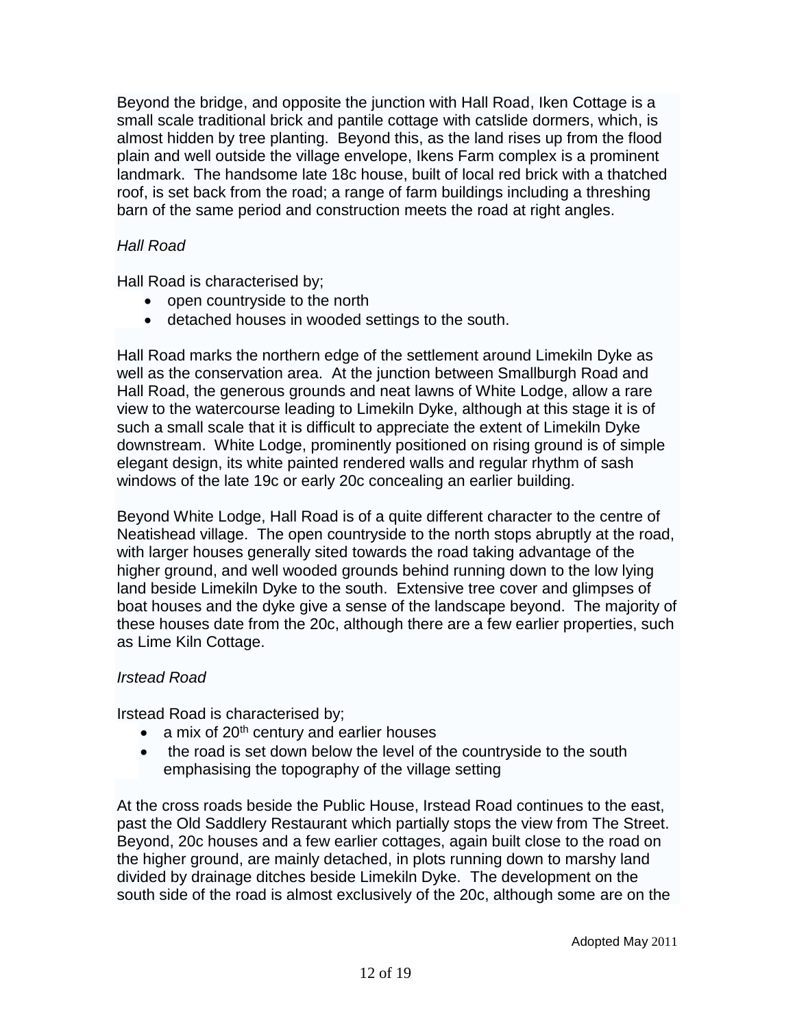Beyond the bridge, and opposite the junction with Hall Road, Iken Cottage is a small scale traditional brick and pantile cottage with catslide dormers, which, is almost hidden by tree planting. Beyond this, as the land rises up from the flood plain and well outside the village envelope, Ikens Farm complex is a prominent landmark. The handsome late 18c house, built of local red brick with a thatched roof, is set back from the road; a range of farm buildings including a threshing barn of the same period and construction meets the road at right angles.

*Hall Road*

Hall Road is characterised by;

- open countryside to the north
- detached houses in wooded settings to the south.

Hall Road marks the northern edge of the settlement around Limekiln Dyke as well as the conservation area. At the junction between Smallburgh Road and Hall Road, the generous grounds and neat lawns of White Lodge, allow a rare view to the watercourse leading to Limekiln Dyke, although at this stage it is of such a small scale that it is difficult to appreciate the extent of Limekiln Dyke downstream. White Lodge, prominently positioned on rising ground is of simple elegant design, its white painted rendered walls and regular rhythm of sash windows of the late 19c or early 20c concealing an earlier building.

Beyond White Lodge, Hall Road is of a quite different character to the centre of Neatishead village. The open countryside to the north stops abruptly at the road, with larger houses generally sited towards the road taking advantage of the higher ground, and well wooded grounds behind running down to the low lying land beside Limekiln Dyke to the south. Extensive tree cover and glimpses of boat houses and the dyke give a sense of the landscape beyond. The majority of these houses date from the 20c, although there are a few earlier properties, such as Lime Kiln Cottage.

*Irstead Road*

Irstead Road is characterised by;

- a mix of 20th century and earlier houses
- the road is set down below the level of the countryside to the south emphasising the topography of the village setting

At the cross roads beside the Public House, Irstead Road continues to the east, past the Old Saddlery Restaurant which partially stops the view from The Street. Beyond, 20c houses and a few earlier cottages, again built close to the road on the higher ground, are mainly detached, in plots running down to marshy land divided by drainage ditches beside Limekiln Dyke. The development on the south side of the road is almost exclusively of the 20c, although some are on the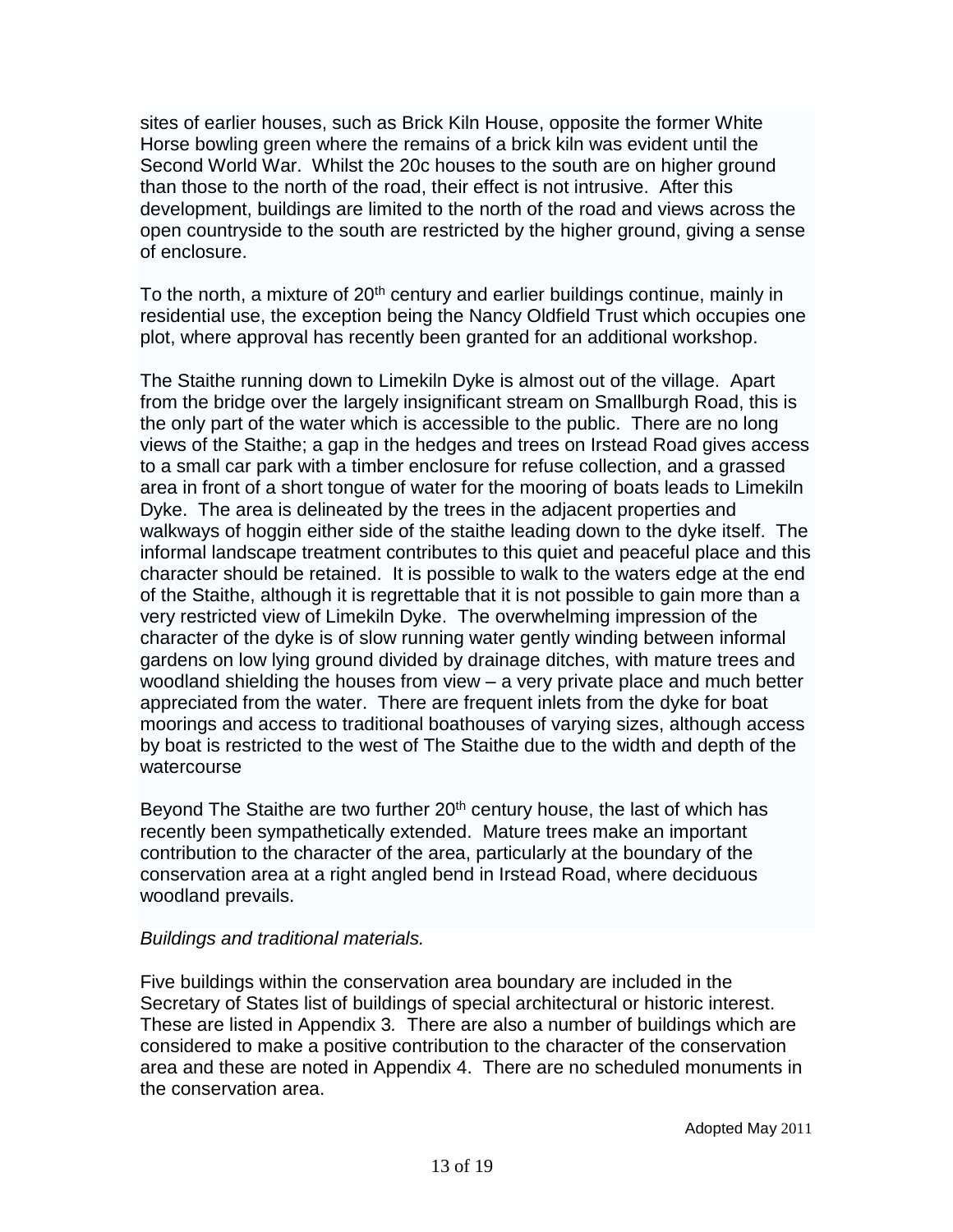sites of earlier houses, such as Brick Kiln House, opposite the former White Horse bowling green where the remains of a brick kiln was evident until the Second World War. Whilst the 20c houses to the south are on higher ground than those to the north of the road, their effect is not intrusive. After this development, buildings are limited to the north of the road and views across the open countryside to the south are restricted by the higher ground, giving a sense of enclosure.

To the north, a mixture of 20th century and earlier buildings continue, mainly in residential use, the exception being the Nancy Oldfield Trust which occupies one plot, where approval has recently been granted for an additional workshop.

The Staithe running down to Limekiln Dyke is almost out of the village. Apart from the bridge over the largely insignificant stream on Smallburgh Road, this is the only part of the water which is accessible to the public. There are no long views of the Staithe; a gap in the hedges and trees on Irstead Road gives access to a small car park with a timber enclosure for refuse collection, and a grassed area in front of a short tongue of water for the mooring of boats leads to Limekiln Dyke. The area is delineated by the trees in the adjacent properties and walkways of hoggin either side of the staithe leading down to the dyke itself. The informal landscape treatment contributes to this quiet and peaceful place and this character should be retained. It is possible to walk to the waters edge at the end of the Staithe, although it is regrettable that it is not possible to gain more than a very restricted view of Limekiln Dyke. The overwhelming impression of the character of the dyke is of slow running water gently winding between informal gardens on low lying ground divided by drainage ditches, with mature trees and woodland shielding the houses from view – a very private place and much better appreciated from the water. There are frequent inlets from the dyke for boat moorings and access to traditional boathouses of varying sizes, although access by boat is restricted to the west of The Staithe due to the width and depth of the watercourse

Beyond The Staithe are two further 20th century house, the last of which has recently been sympathetically extended. Mature trees make an important contribution to the character of the area, particularly at the boundary of the conservation area at a right angled bend in Irstead Road, where deciduous woodland prevails.

*Buildings and traditional materials.*

Five buildings within the conservation area boundary are included in the Secretary of States list of buildings of special architectural or historic interest. These are listed in Appendix 3. There are also a number of buildings which are considered to make a positive contribution to the character of the conservation area and these are noted in Appendix 4. There are no scheduled monuments in the conservation area.

Adopted May 2011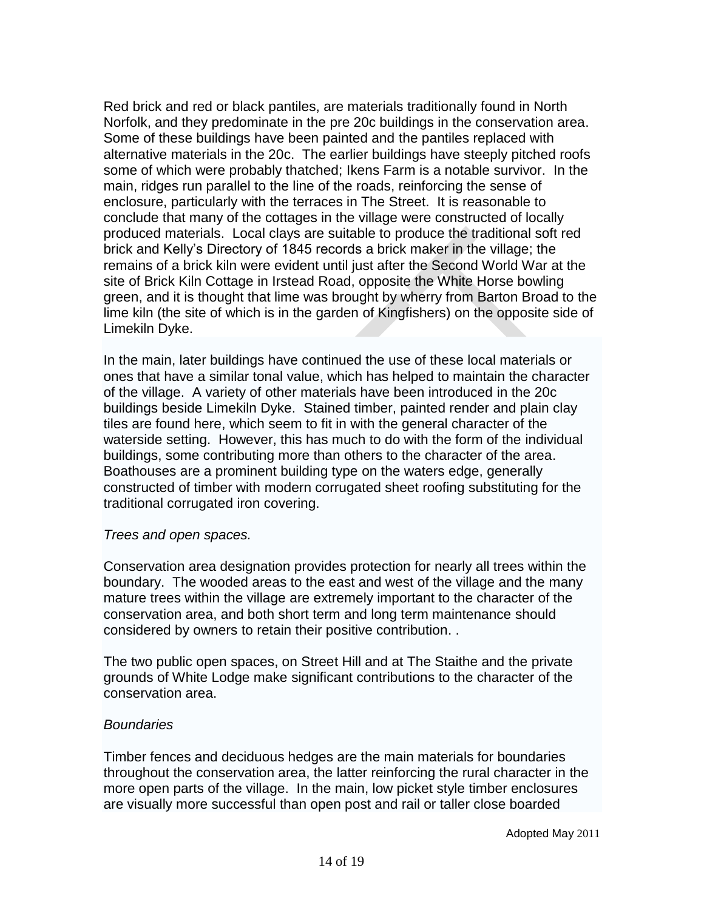Red brick and red or black pantiles, are materials traditionally found in North Norfolk, and they predominate in the pre 20c buildings in the conservation area. Some of these buildings have been painted and the pantiles replaced with alternative materials in the 20c. The earlier buildings have steeply pitched roofs some of which were probably thatched; Ikens Farm is a notable survivor. In the main, ridges run parallel to the line of the roads, reinforcing the sense of enclosure, particularly with the terraces in The Street. It is reasonable to conclude that many of the cottages in the village were constructed of locally produced materials. Local clays are suitable to produce the traditional soft red brick and Kelly's Directory of 1845 records a brick maker in the village; the remains of a brick kiln were evident until just after the Second World War at the site of Brick Kiln Cottage in Irstead Road, opposite the White Horse bowling green, and it is thought that lime was brought by wherry from Barton Broad to the lime kiln (the site of which is in the garden of Kingfishers) on the opposite side of Limekiln Dyke.

In the main, later buildings have continued the use of these local materials or ones that have a similar tonal value, which has helped to maintain the character of the village. A variety of other materials have been introduced in the 20c buildings beside Limekiln Dyke. Stained timber, painted render and plain clay tiles are found here, which seem to fit in with the general character of the waterside setting. However, this has much to do with the form of the individual buildings, some contributing more than others to the character of the area. Boathouses are a prominent building type on the waters edge, generally constructed of timber with modern corrugated sheet roofing substituting for the traditional corrugated iron covering.

*Trees and open spaces.*

Conservation area designation provides protection for nearly all trees within the boundary. The wooded areas to the east and west of the village and the many mature trees within the village are extremely important to the character of the conservation area, and both short term and long term maintenance should considered by owners to retain their positive contribution. .

The two public open spaces, on Street Hill and at The Staithe and the private grounds of White Lodge make significant contributions to the character of the conservation area.

*Boundaries*

Timber fences and deciduous hedges are the main materials for boundaries throughout the conservation area, the latter reinforcing the rural character in the more open parts of the village. In the main, low picket style timber enclosures are visually more successful than open post and rail or taller close boarded

Adopted May 2011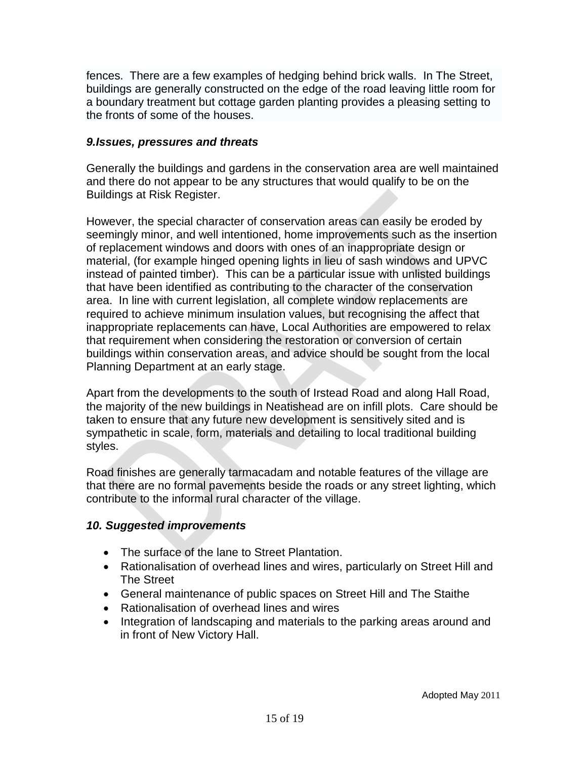fences.  There are a few examples of hedging behind brick walls.  In The Street, buildings are generally constructed on the edge of the road leaving little room for a boundary treatment but cottage garden planting provides a pleasing setting to the fronts of some of the houses.

### *9.Issues, pressures and threats*

Generally the buildings and gardens in the conservation area are well maintained and there do not appear to be any structures that would qualify to be on the Buildings at Risk Register.

However, the special character of conservation areas can easily be eroded by seemingly minor, and well intentioned, home improvements such as the insertion of replacement windows and doors with ones of an inappropriate design or material, (for example hinged opening lights in lieu of sash windows and UPVC instead of painted timber).  This can be a particular issue with unlisted buildings that have been identified as contributing to the character of the conservation area.  In line with current legislation, all complete window replacements are required to achieve minimum insulation values, but recognising the affect that inappropriate replacements can have, Local Authorities are empowered to relax that requirement when considering the restoration or conversion of certain buildings within conservation areas, and advice should be sought from the local Planning Department at an early stage.

Apart from the developments to the south of Irstead Road and along Hall Road, the majority of the new buildings in Neatishead are on infill plots.  Care should be taken to ensure that any future new development is sensitively sited and is sympathetic in scale, form, materials and detailing to local traditional building styles.

Road finishes are generally tarmacadam and notable features of the village are that there are no formal pavements beside the roads or any street lighting, which contribute to the informal rural character of the village.

### *10. Suggested improvements*

- The surface of the lane to Street Plantation.
- Rationalisation of overhead lines and wires, particularly on Street Hill and The Street
- General maintenance of public spaces on Street Hill and The Staithe
- Rationalisation of overhead lines and wires
- Integration of landscaping and materials to the parking areas around and in front of New Victory Hall.

Adopted May 2011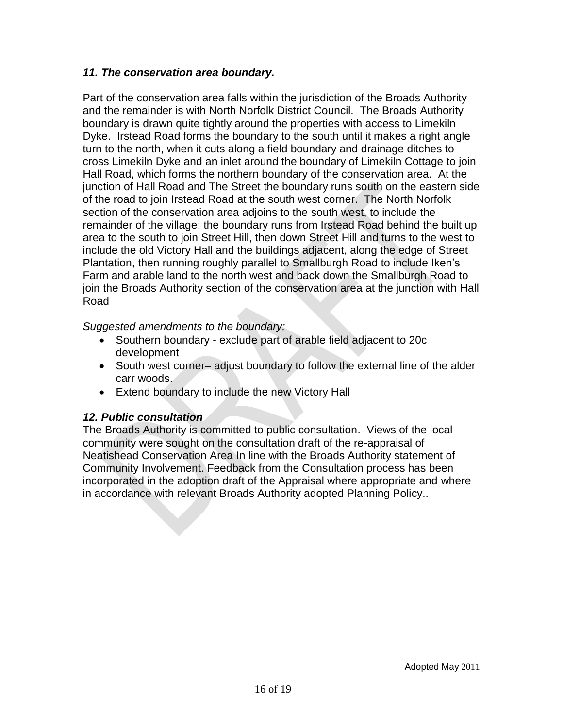### *11. The conservation area boundary.*

Part of the conservation area falls within the jurisdiction of the Broads Authority and the remainder is with North Norfolk District Council. The Broads Authority boundary is drawn quite tightly around the properties with access to Limekiln Dyke. Irstead Road forms the boundary to the south until it makes a right angle turn to the north, when it cuts along a field boundary and drainage ditches to cross Limekiln Dyke and an inlet around the boundary of Limekiln Cottage to join Hall Road, which forms the northern boundary of the conservation area. At the junction of Hall Road and The Street the boundary runs south on the eastern side of the road to join Irstead Road at the south west corner. The North Norfolk section of the conservation area adjoins to the south west, to include the remainder of the village; the boundary runs from Irstead Road behind the built up area to the south to join Street Hill, then down Street Hill and turns to the west to include the old Victory Hall and the buildings adjacent, along the edge of Street Plantation, then running roughly parallel to Smallburgh Road to include Iken's Farm and arable land to the north west and back down the Smallburgh Road to join the Broads Authority section of the conservation area at the junction with Hall Road

*Suggested amendments to the boundary;*

- Southern boundary - exclude part of arable field adjacent to 20c development
- South west corner– adjust boundary to follow the external line of the alder carr woods.
- Extend boundary to include the new Victory Hall

### *12. Public consultation*

The Broads Authority is committed to public consultation. Views of the local community were sought on the consultation draft of the re-appraisal of Neatishead Conservation Area In line with the Broads Authority statement of Community Involvement. Feedback from the Consultation process has been incorporated in the adoption draft of the Appraisal where appropriate and where in accordance with relevant Broads Authority adopted Planning Policy..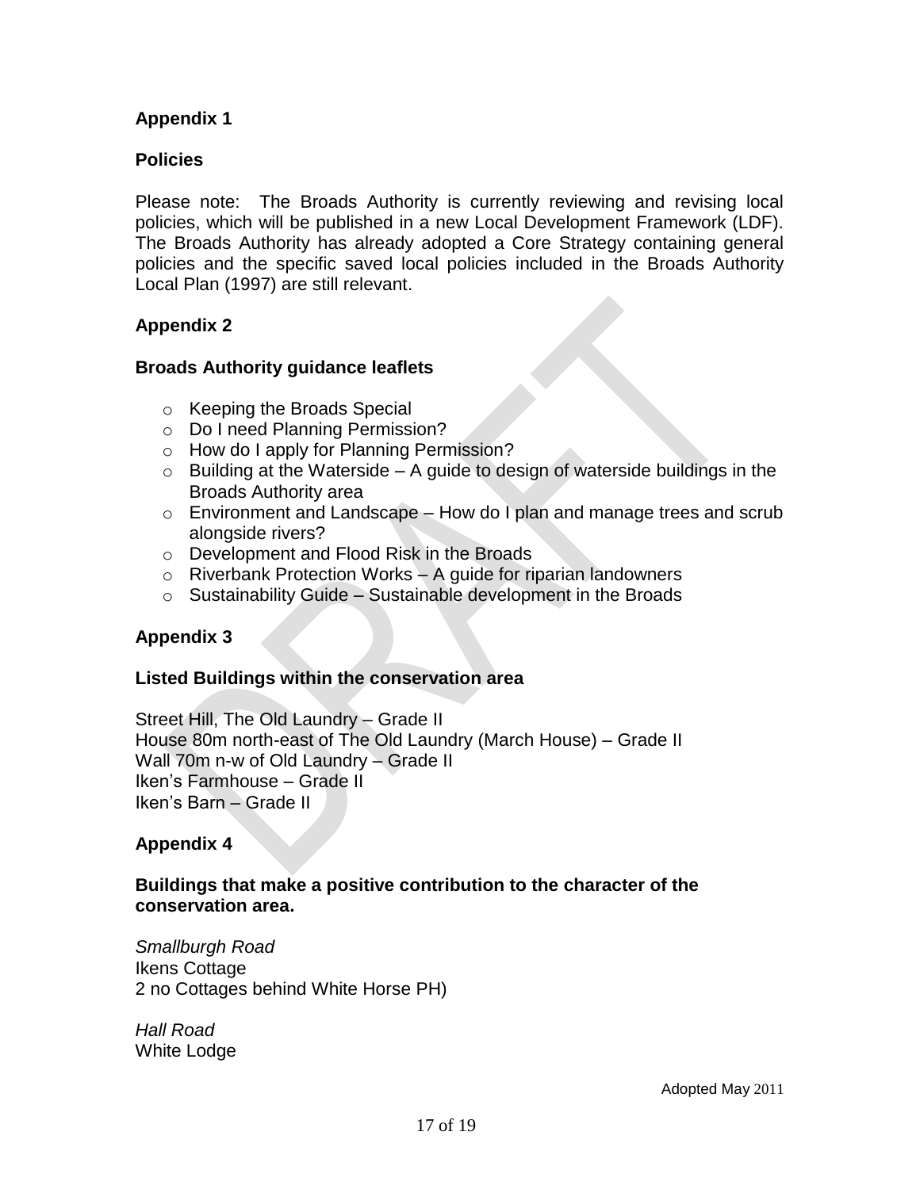## Appendix 1

### Policies

Please note: The Broads Authority is currently reviewing and revising local policies, which will be published in a new Local Development Framework (LDF). The Broads Authority has already adopted a Core Strategy containing general policies and the specific saved local policies included in the Broads Authority Local Plan (1997) are still relevant.

## Appendix 2

### Broads Authority guidance leaflets

- Keeping the Broads Special
- Do I need Planning Permission?
- How do I apply for Planning Permission?
- Building at the Waterside – A guide to design of waterside buildings in the Broads Authority area
- Environment and Landscape – How do I plan and manage trees and scrub alongside rivers?
- Development and Flood Risk in the Broads
- Riverbank Protection Works – A guide for riparian landowners
- Sustainability Guide – Sustainable development in the Broads

## Appendix 3

### Listed Buildings within the conservation area

Street Hill, The Old Laundry – Grade II
House 80m north-east of The Old Laundry (March House) – Grade II
Wall 70m n-w of Old Laundry – Grade II
Iken's Farmhouse – Grade II
Iken's Barn – Grade II

## Appendix 4

### Buildings that make a positive contribution to the character of the conservation area.

*Smallburgh Road*
Ikens Cottage
2 no Cottages behind White Horse PH)

*Hall Road*
White Lodge

Adopted May 2011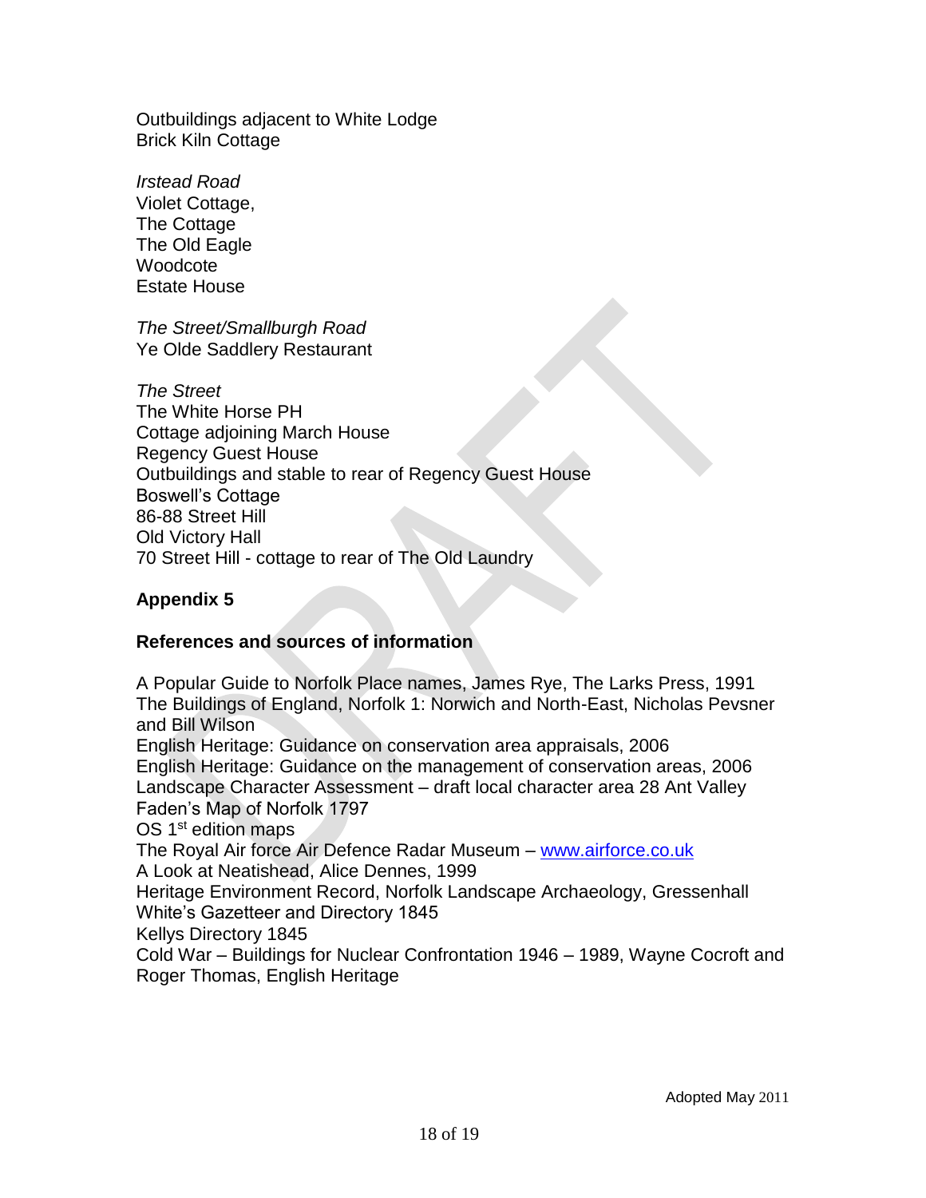Outbuildings adjacent to White Lodge
Brick Kiln Cottage

*Irstead Road*
Violet Cottage,
The Cottage
The Old Eagle
Woodcote
Estate House

*The Street/Smallburgh Road*
Ye Olde Saddlery Restaurant

*The Street*
The White Horse PH
Cottage adjoining March House
Regency Guest House
Outbuildings and stable to rear of Regency Guest House
Boswell's Cottage
86-88 Street Hill
Old Victory Hall
70 Street Hill - cottage to rear of The Old Laundry

## Appendix 5

### References and sources of information

A Popular Guide to Norfolk Place names, James Rye, The Larks Press, 1991
The Buildings of England, Norfolk 1: Norwich and North-East, Nicholas Pevsner and Bill Wilson
English Heritage: Guidance on conservation area appraisals, 2006
English Heritage: Guidance on the management of conservation areas, 2006
Landscape Character Assessment – draft local character area 28 Ant Valley
Faden's Map of Norfolk 1797
OS 1st edition maps
The Royal Air force Air Defence Radar Museum – [www.airforce.co.uk](http://www.airforce.co.uk)
A Look at Neatishead, Alice Dennes, 1999
Heritage Environment Record, Norfolk Landscape Archaeology, Gressenhall
White's Gazetteer and Directory 1845
Kellys Directory 1845
Cold War – Buildings for Nuclear Confrontation 1946 – 1989, Wayne Cocroft and Roger Thomas, English Heritage

Adopted May 2011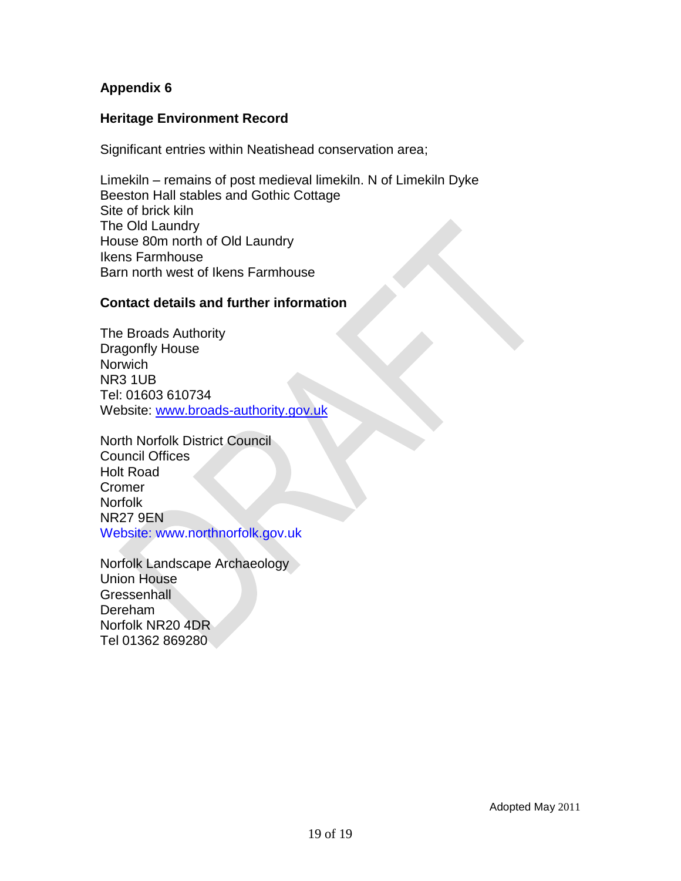**Appendix 6**

**Heritage Environment Record**

Significant entries within Neatishead conservation area;

Limekiln – remains of post medieval limekiln. N of Limekiln Dyke
Beeston Hall stables and Gothic Cottage
Site of brick kiln
The Old Laundry
House 80m north of Old Laundry
Ikens Farmhouse
Barn north west of Ikens Farmhouse

**Contact details and further information**

The Broads Authority
Dragonfly House
Norwich
NR3 1UB
Tel: 01603 610734
Website: www.broads-authority.gov.uk

North Norfolk District Council
Council Offices
Holt Road
Cromer
Norfolk
NR27 9EN
Website: www.northnorfolk.gov.uk

Norfolk Landscape Archaeology
Union House
Gressenhall
Dereham
Norfolk NR20 4DR
Tel 01362 869280

Adopted May 2011